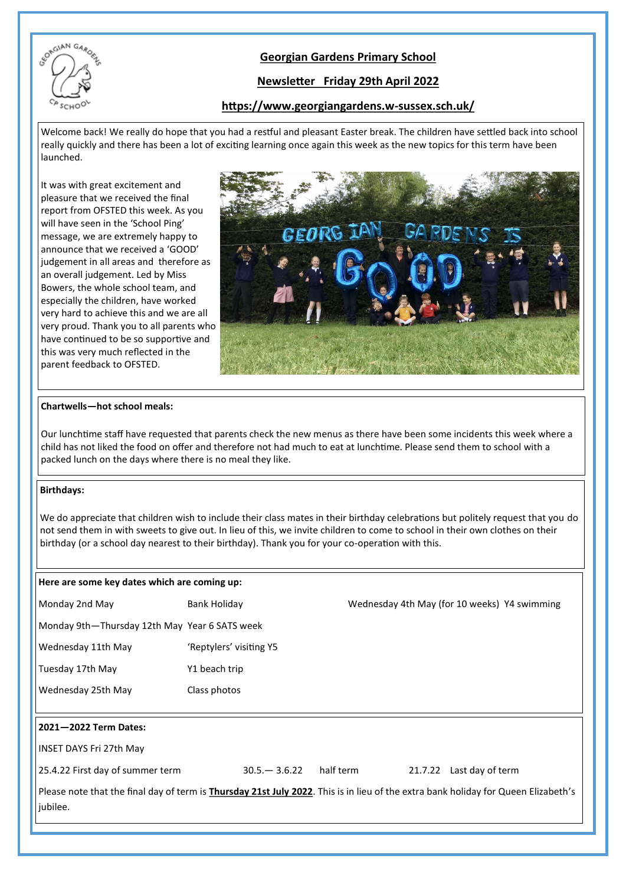# Georgian Gardens Primary School

## Newsletter Friday 29th April 2022

**https://www.georgiangardens.w-sussex.sch.uk/**

Welcome back! We really do hope that you had a restful and pleasant Easter break. The children have settled back into school really quickly and there has been a lot of exciting learning once again this week as the new topics for this term have been launched.

It was with great excitement and pleasure that we received the final report from OFSTED this week. As you will have seen in the 'School Ping' message, we are extremely happy to announce that we received a 'GOOD' judgement in all areas and therefore as an overall judgement. Led by Miss Bowers, the whole school team, and especially the children, have worked very hard to achieve this and we are all very proud. Thank you to all parents who have continued to be so supportive and this was very much reflected in the parent feedback to OFSTED.

**Chartwells—hot school meals:**

Our lunchtime staff have requested that parents check the new menus as there have been some incidents this week where a child has not liked the food on offer and therefore not had much to eat at lunchtime. Please send them to school with a packed lunch on the days where there is no meal they like.

**Birthdays:**

We do appreciate that children wish to include their class mates in their birthday celebrations but politely request that you do not send them in with sweets to give out. In lieu of this, we invite children to come to school in their own clothes on their birthday (or a school day nearest to their birthday). Thank you for your co-operation with this.

**Here are some key dates which are coming up:**

| | | |
|---|---|---|
| Monday 2nd May | Bank Holiday | Wednesday 4th May (for 10 weeks) Y4 swimming |
| Monday 9th—Thursday 12th May | Year 6 SATS week | |
| Wednesday 11th May | 'Reptylers' visiting Y5 | |
| Tuesday 17th May | Y1 beach trip | |
| Wednesday 25th May | Class photos | |

**2021—2022 Term Dates:**

INSET DAYS Fri 27th May

25.4.22 First day of summer term    30.5.— 3.6.22 half term    21.7.22 Last day of term

Please note that the final day of term is **Thursday 21st July 2022**. This is in lieu of the extra bank holiday for Queen Elizabeth's jubilee.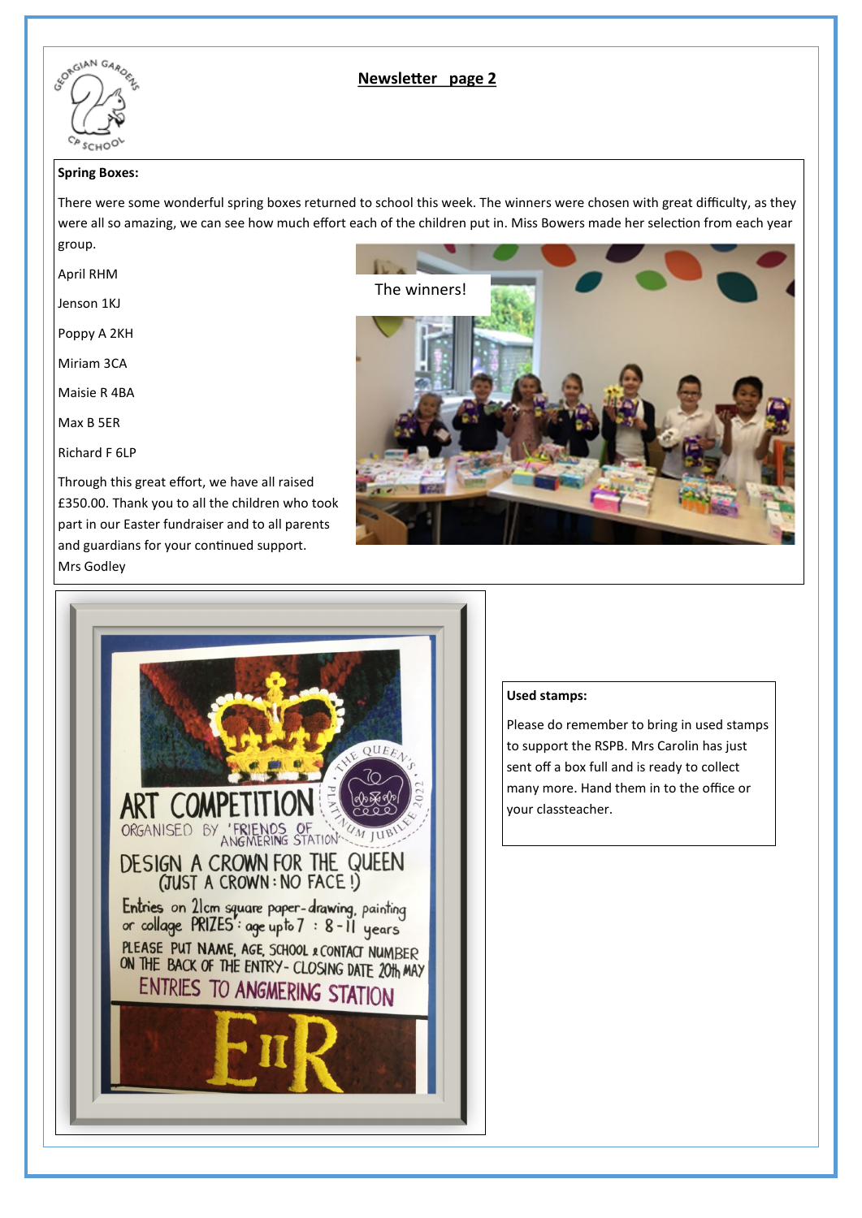## Newsletter page 2

**Spring Boxes:**

There were some wonderful spring boxes returned to school this week. The winners were chosen with great difficulty, as they were all so amazing, we can see how much effort each of the children put in. Miss Bowers made her selection from each year group.

April RHM

Jenson 1KJ

Poppy A 2KH

Miriam 3CA

Maisie R 4BA

Max B 5ER

Richard F 6LP

The winners!

Through this great effort, we have all raised £350.00. Thank you to all the children who took part in our Easter fundraiser and to all parents and guardians for your continued support.

Mrs Godley

ART COMPETITION

ORGANISED BY 'FRIENDS OF ANGMERING STATION'

THE QUEEN'S PLATINUM JUBILEE 2022

DESIGN A CROWN FOR THE QUEEN (JUST A CROWN: NO FACE!)

Entries on 21cm square paper - drawing, painting or collage PRIZES: age up to 7 : 8 - 11 years

PLEASE PUT NAME, AGE, SCHOOL & CONTACT NUMBER ON THE BACK OF THE ENTRY - CLOSING DATE 20th MAY

ENTRIES TO ANGMERING STATION

EIIR

**Used stamps:**

Please do remember to bring in used stamps to support the RSPB. Mrs Carolin has just sent off a box full and is ready to collect many more. Hand them in to the office or your classteacher.